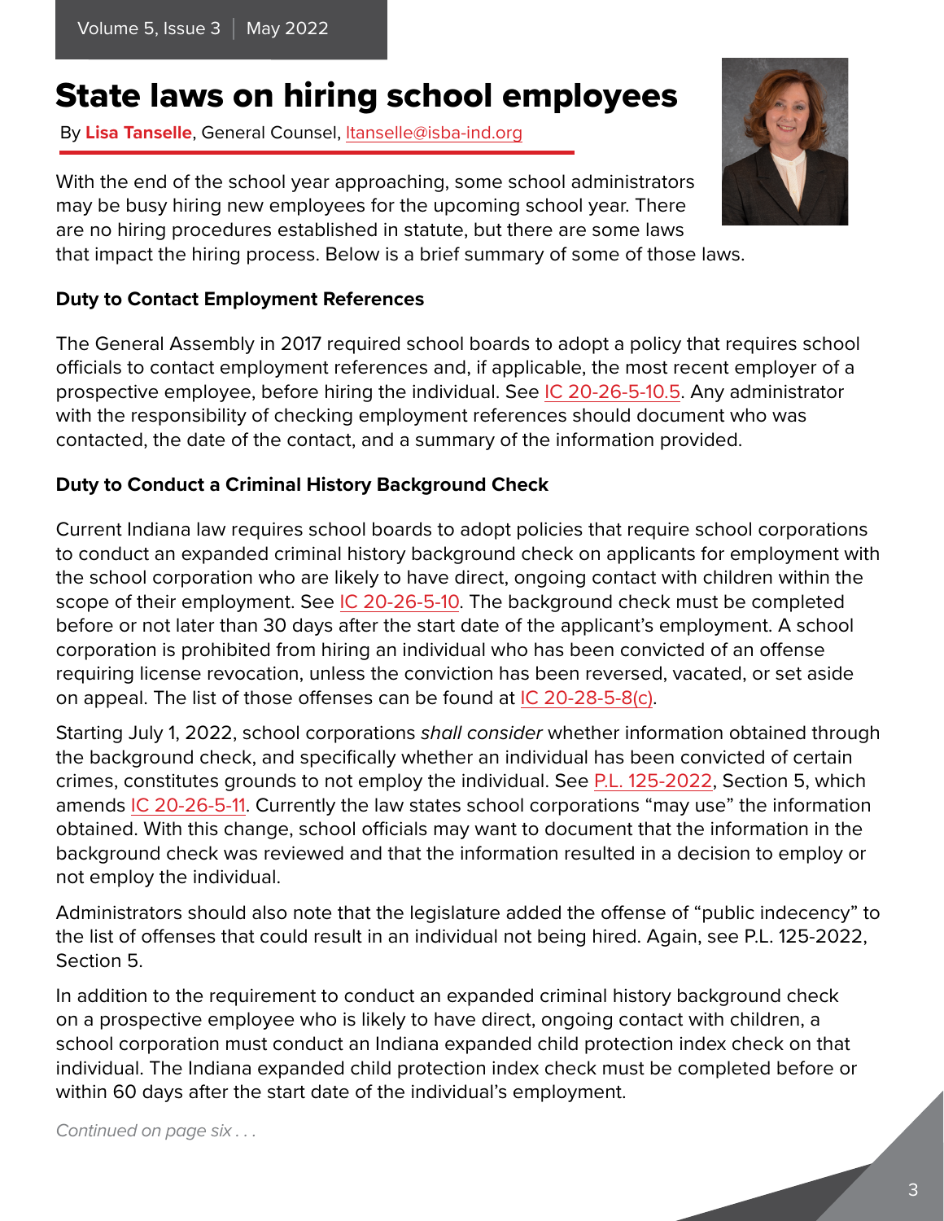# State laws on hiring school employees

By **Lisa Tanselle**, General Counsel, ltanselle@isba-ind.org

With the end of the school year approaching, some school administrators may be busy hiring new employees for the upcoming school year. There are no hiring procedures established in statute, but there are some laws that impact the hiring process. Below is a brief summary of some of those laws.

**Duty to Contact Employment References**

The General Assembly in 2017 required school boards to adopt a policy that requires school officials to contact employment references and, if applicable, the most recent employer of a prospective employee, before hiring the individual. See IC 20-26-5-10.5. Any administrator with the responsibility of checking employment references should document who was contacted, the date of the contact, and a summary of the information provided.

**Duty to Conduct a Criminal History Background Check**

Current Indiana law requires school boards to adopt policies that require school corporations to conduct an expanded criminal history background check on applicants for employment with the school corporation who are likely to have direct, ongoing contact with children within the scope of their employment. See IC 20-26-5-10. The background check must be completed before or not later than 30 days after the start date of the applicant's employment. A school corporation is prohibited from hiring an individual who has been convicted of an offense requiring license revocation, unless the conviction has been reversed, vacated, or set aside on appeal. The list of those offenses can be found at IC 20-28-5-8(c).

Starting July 1, 2022, school corporations *shall consider* whether information obtained through the background check, and specifically whether an individual has been convicted of certain crimes, constitutes grounds to not employ the individual. See P.L. 125-2022, Section 5, which amends IC 20-26-5-11. Currently the law states school corporations "may use" the information obtained. With this change, school officials may want to document that the information in the background check was reviewed and that the information resulted in a decision to employ or not employ the individual.

Administrators should also note that the legislature added the offense of "public indecency" to the list of offenses that could result in an individual not being hired. Again, see P.L. 125-2022, Section 5.

In addition to the requirement to conduct an expanded criminal history background check on a prospective employee who is likely to have direct, ongoing contact with children, a school corporation must conduct an Indiana expanded child protection index check on that individual. The Indiana expanded child protection index check must be completed before or within 60 days after the start date of the individual's employment.

*Continued on page six . . .*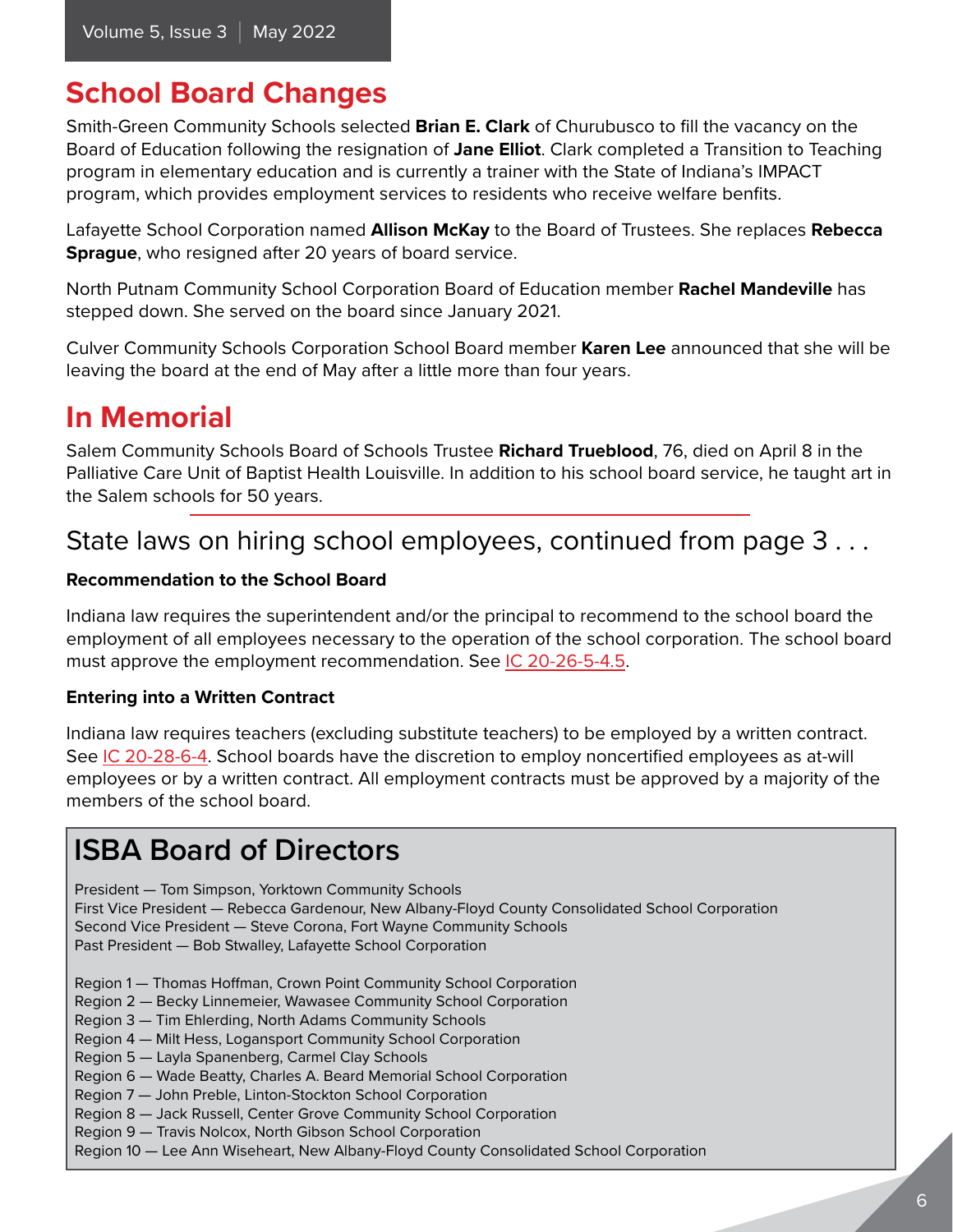## School Board Changes

Smith-Green Community Schools selected **Brian E. Clark** of Churubusco to fill the vacancy on the Board of Education following the resignation of **Jane Elliot**. Clark completed a Transition to Teaching program in elementary education and is currently a trainer with the State of Indiana's IMPACT program, which provides employment services to residents who receive welfare benfits.

Lafayette School Corporation named **Allison McKay** to the Board of Trustees. She replaces **Rebecca Sprague**, who resigned after 20 years of board service.

North Putnam Community School Corporation Board of Education member **Rachel Mandeville** has stepped down. She served on the board since January 2021.

Culver Community Schools Corporation School Board member **Karen Lee** announced that she will be leaving the board at the end of May after a little more than four years.

## In Memorial

Salem Community Schools Board of Schools Trustee **Richard Trueblood**, 76, died on April 8 in the Palliative Care Unit of Baptist Health Louisville. In addition to his school board service, he taught art in the Salem schools for 50 years.

## State laws on hiring school employees, continued from page 3 . . .

**Recommendation to the School Board**

Indiana law requires the superintendent and/or the principal to recommend to the school board the employment of all employees necessary to the operation of the school corporation. The school board must approve the employment recommendation. See IC 20-26-5-4.5.

**Entering into a Written Contract**

Indiana law requires teachers (excluding substitute teachers) to be employed by a written contract. See IC 20-28-6-4. School boards have the discretion to employ noncertified employees as at-will employees or by a written contract. All employment contracts must be approved by a majority of the members of the school board.

## ISBA Board of Directors

President — Tom Simpson, Yorktown Community Schools
First Vice President — Rebecca Gardenour, New Albany-Floyd County Consolidated School Corporation
Second Vice President — Steve Corona, Fort Wayne Community Schools
Past President — Bob Stwalley, Lafayette School Corporation

Region 1 — Thomas Hoffman, Crown Point Community School Corporation
Region 2 — Becky Linnemeier, Wawasee Community School Corporation
Region 3 — Tim Ehlerding, North Adams Community Schools
Region 4 — Milt Hess, Logansport Community School Corporation
Region 5 — Layla Spanenberg, Carmel Clay Schools
Region 6 — Wade Beatty, Charles A. Beard Memorial School Corporation
Region 7 — John Preble, Linton-Stockton School Corporation
Region 8 — Jack Russell, Center Grove Community School Corporation
Region 9 — Travis Nolcox, North Gibson School Corporation
Region 10 — Lee Ann Wiseheart, New Albany-Floyd County Consolidated School Corporation